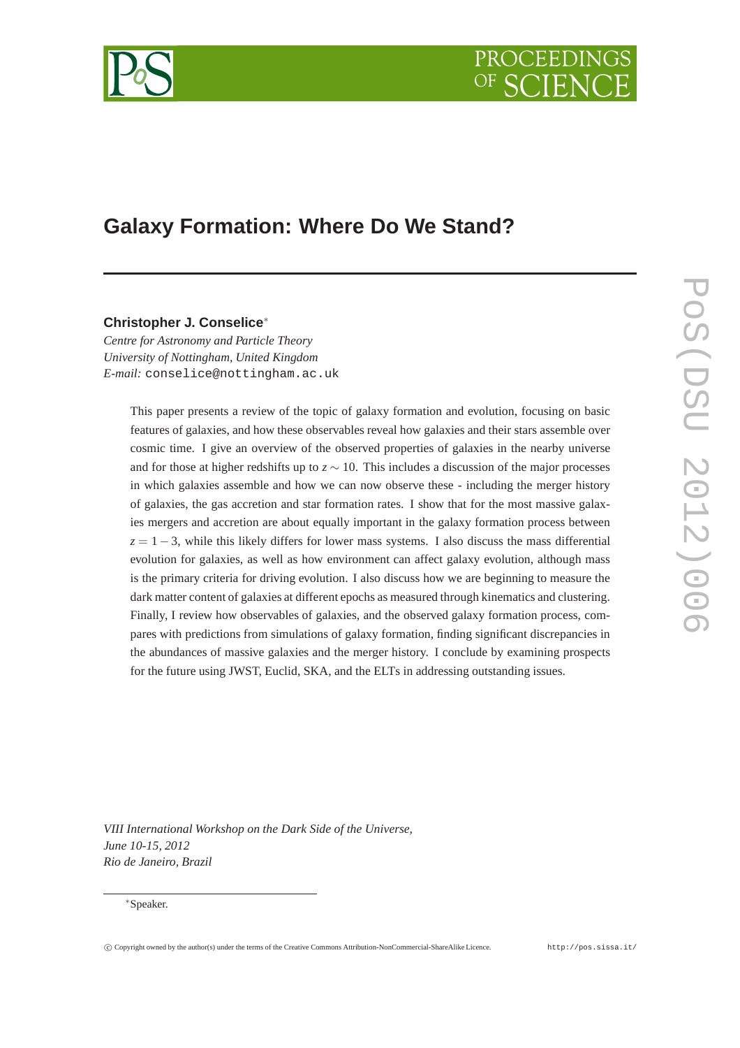# Galaxy Formation: Where Do We Stand?

**Christopher J. Conselice**[*]

*Centre for Astronomy and Particle Theory*
*University of Nottingham, United Kingdom*
*E-mail:* conselice@nottingham.ac.uk

This paper presents a review of the topic of galaxy formation and evolution, focusing on basic features of galaxies, and how these observables reveal how galaxies and their stars assemble over cosmic time. I give an overview of the observed properties of galaxies in the nearby universe and for those at higher redshifts up to $z \sim 10$. This includes a discussion of the major processes in which galaxies assemble and how we can now observe these - including the merger history of galaxies, the gas accretion and star formation rates. I show that for the most massive galaxies mergers and accretion are about equally important in the galaxy formation process between $z = 1 - 3$, while this likely differs for lower mass systems. I also discuss the mass differential evolution for galaxies, as well as how environment can affect galaxy evolution, although mass is the primary criteria for driving evolution. I also discuss how we are beginning to measure the dark matter content of galaxies at different epochs as measured through kinematics and clustering. Finally, I review how observables of galaxies, and the observed galaxy formation process, compares with predictions from simulations of galaxy formation, finding significant discrepancies in the abundances of massive galaxies and the merger history. I conclude by examining prospects for the future using JWST, Euclid, SKA, and the ELTs in addressing outstanding issues.

*VIII International Workshop on the Dark Side of the Universe,*
*June 10-15, 2012*
*Rio de Janeiro, Brazil*

[*]Speaker.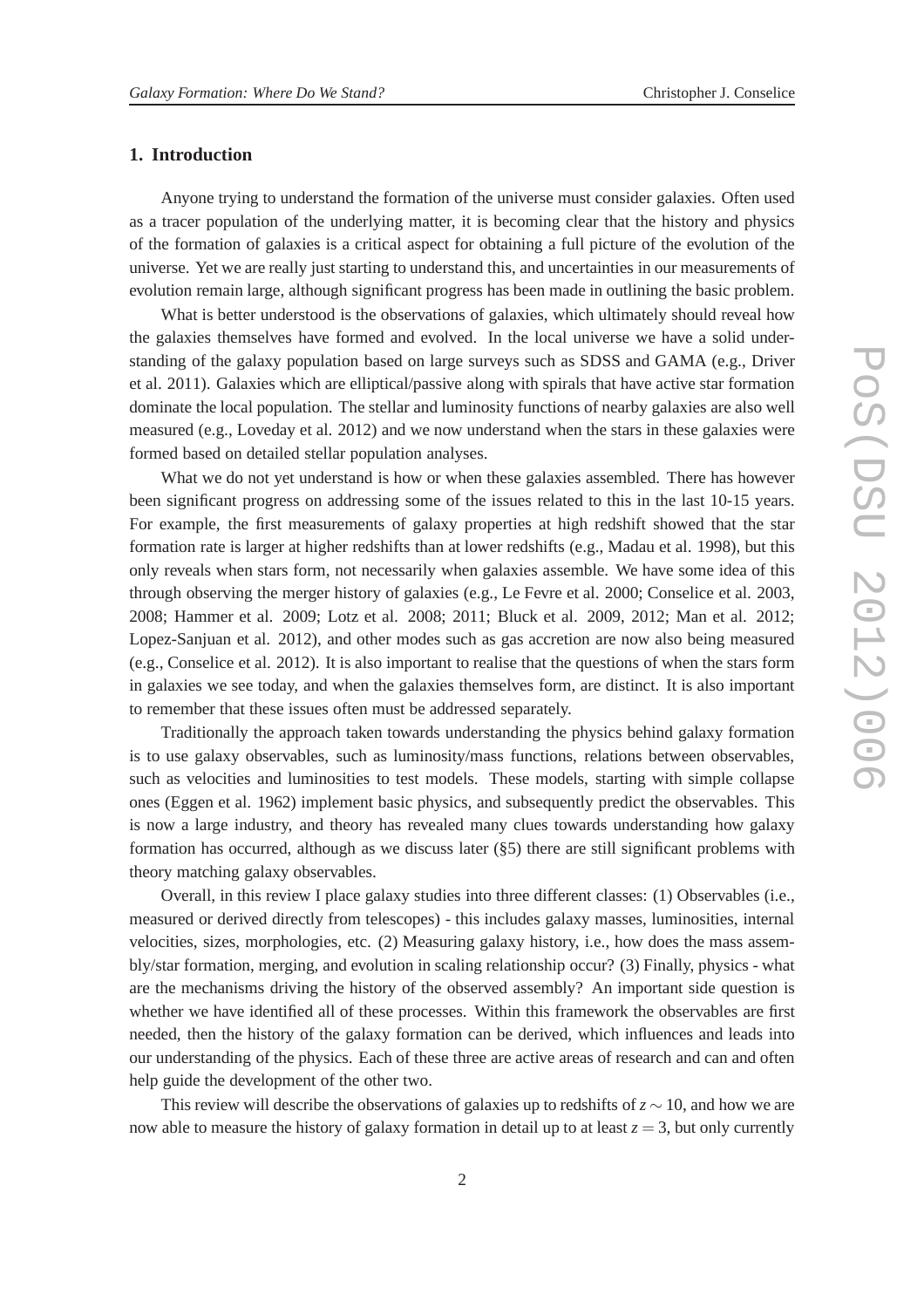## 1. Introduction

Anyone trying to understand the formation of the universe must consider galaxies. Often used as a tracer population of the underlying matter, it is becoming clear that the history and physics of the formation of galaxies is a critical aspect for obtaining a full picture of the evolution of the universe. Yet we are really just starting to understand this, and uncertainties in our measurements of evolution remain large, although significant progress has been made in outlining the basic problem.

What is better understood is the observations of galaxies, which ultimately should reveal how the galaxies themselves have formed and evolved. In the local universe we have a solid understanding of the galaxy population based on large surveys such as SDSS and GAMA (e.g., Driver et al. 2011). Galaxies which are elliptical/passive along with spirals that have active star formation dominate the local population. The stellar and luminosity functions of nearby galaxies are also well measured (e.g., Loveday et al. 2012) and we now understand when the stars in these galaxies were formed based on detailed stellar population analyses.

What we do not yet understand is how or when these galaxies assembled. There has however been significant progress on addressing some of the issues related to this in the last 10-15 years. For example, the first measurements of galaxy properties at high redshift showed that the star formation rate is larger at higher redshifts than at lower redshifts (e.g., Madau et al. 1998), but this only reveals when stars form, not necessarily when galaxies assemble. We have some idea of this through observing the merger history of galaxies (e.g., Le Fevre et al. 2000; Conselice et al. 2003, 2008; Hammer et al. 2009; Lotz et al. 2008; 2011; Bluck et al. 2009, 2012; Man et al. 2012; Lopez-Sanjuan et al. 2012), and other modes such as gas accretion are now also being measured (e.g., Conselice et al. 2012). It is also important to realise that the questions of when the stars form in galaxies we see today, and when the galaxies themselves form, are distinct. It is also important to remember that these issues often must be addressed separately.

Traditionally the approach taken towards understanding the physics behind galaxy formation is to use galaxy observables, such as luminosity/mass functions, relations between observables, such as velocities and luminosities to test models. These models, starting with simple collapse ones (Eggen et al. 1962) implement basic physics, and subsequently predict the observables. This is now a large industry, and theory has revealed many clues towards understanding how galaxy formation has occurred, although as we discuss later (§5) there are still significant problems with theory matching galaxy observables.

Overall, in this review I place galaxy studies into three different classes: (1) Observables (i.e., measured or derived directly from telescopes) - this includes galaxy masses, luminosities, internal velocities, sizes, morphologies, etc. (2) Measuring galaxy history, i.e., how does the mass assembly/star formation, merging, and evolution in scaling relationship occur? (3) Finally, physics - what are the mechanisms driving the history of the observed assembly? An important side question is whether we have identified all of these processes. Within this framework the observables are first needed, then the history of the galaxy formation can be derived, which influences and leads into our understanding of the physics. Each of these three are active areas of research and can and often help guide the development of the other two.

This review will describe the observations of galaxies up to redshifts of $z \sim 10$, and how we are now able to measure the history of galaxy formation in detail up to at least $z = 3$, but only currently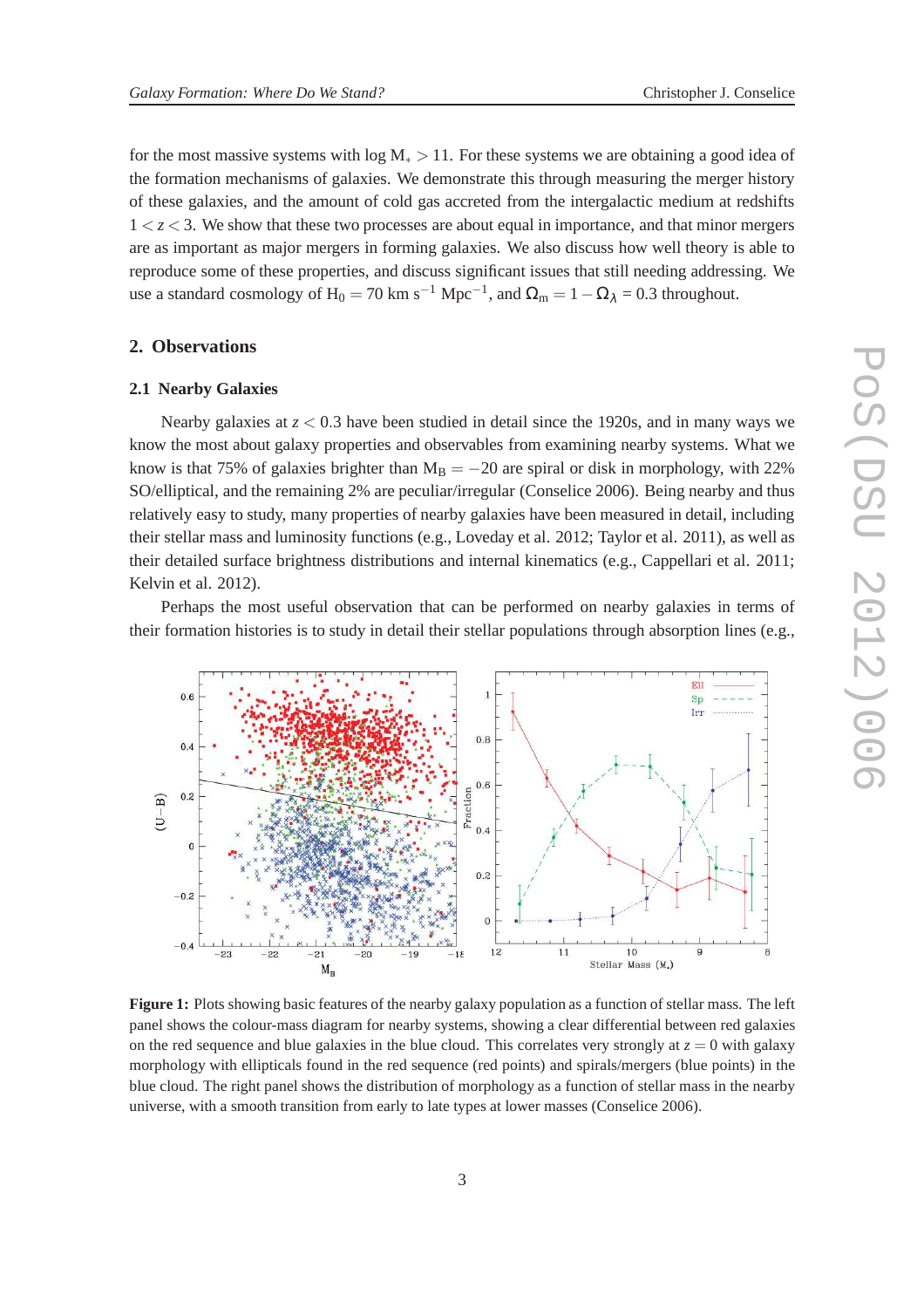for the most massive systems with log $M_* > 11$. For these systems we are obtaining a good idea of the formation mechanisms of galaxies. We demonstrate this through measuring the merger history of these galaxies, and the amount of cold gas accreted from the intergalactic medium at redshifts $1 < z < 3$. We show that these two processes are about equal in importance, and that minor mergers are as important as major mergers in forming galaxies. We also discuss how well theory is able to reproduce some of these properties, and discuss significant issues that still needing addressing. We use a standard cosmology of $H_0 = 70$ km s$^{-1}$ Mpc$^{-1}$, and $\Omega_m = 1 - \Omega_\lambda = 0.3$ throughout.

## 2. Observations

### 2.1 Nearby Galaxies

Nearby galaxies at $z < 0.3$ have been studied in detail since the 1920s, and in many ways we know the most about galaxy properties and observables from examining nearby systems. What we know is that 75% of galaxies brighter than $M_B = -20$ are spiral or disk in morphology, with 22% SO/elliptical, and the remaining 2% are peculiar/irregular (Conselice 2006). Being nearby and thus relatively easy to study, many properties of nearby galaxies have been measured in detail, including their stellar mass and luminosity functions (e.g., Loveday et al. 2012; Taylor et al. 2011), as well as their detailed surface brightness distributions and internal kinematics (e.g., Cappellari et al. 2011; Kelvin et al. 2012).

Perhaps the most useful observation that can be performed on nearby galaxies in terms of their formation histories is to study in detail their stellar populations through absorption lines (e.g.,

(U−B)
0.6
0.4
0.2
0
−0.2
−0.4
−23
−22
−21
−20
−19
−18
$M_B$

Fraction
1
0.8
0.6
0.4
0.2
0
12
11
10
9
8
Stellar Mass (M$_\odot$)
Ell
Sp
Irr

**Figure 1:** Plots showing basic features of the nearby galaxy population as a function of stellar mass. The left panel shows the colour-mass diagram for nearby systems, showing a clear differential between red galaxies on the red sequence and blue galaxies in the blue cloud. This correlates very strongly at $z = 0$ with galaxy morphology with ellipticals found in the red sequence (red points) and spirals/mergers (blue points) in the blue cloud. The right panel shows the distribution of morphology as a function of stellar mass in the nearby universe, with a smooth transition from early to late types at lower masses (Conselice 2006).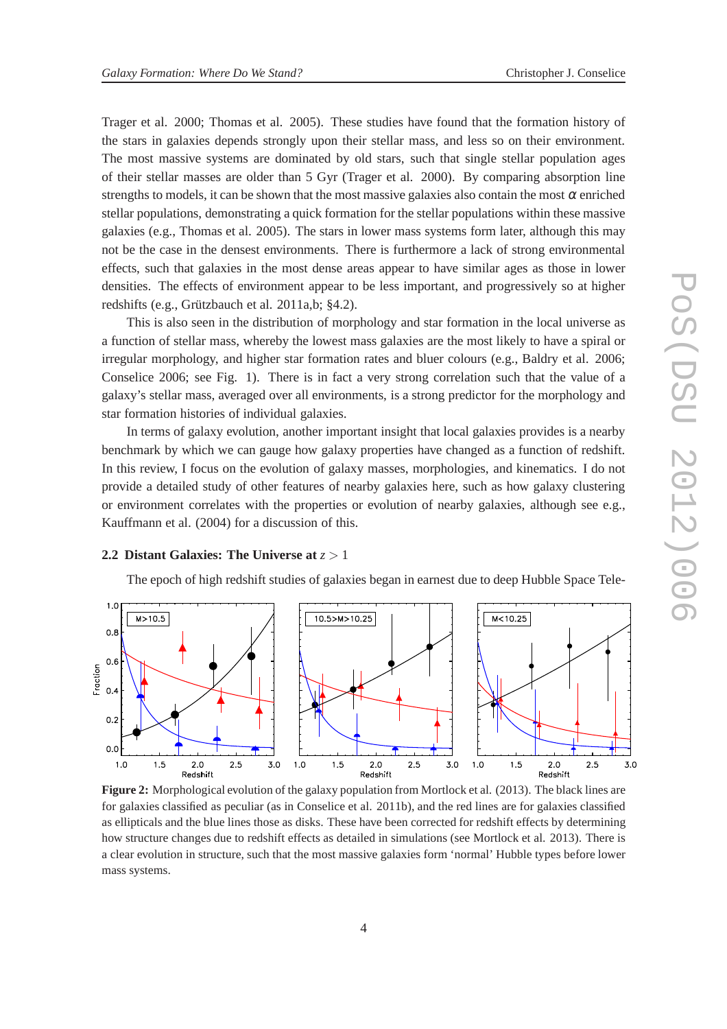Trager et al. 2000; Thomas et al. 2005). These studies have found that the formation history of the stars in galaxies depends strongly upon their stellar mass, and less so on their environment. The most massive systems are dominated by old stars, such that single stellar population ages of their stellar masses are older than 5 Gyr (Trager et al. 2000). By comparing absorption line strengths to models, it can be shown that the most massive galaxies also contain the most $\alpha$ enriched stellar populations, demonstrating a quick formation for the stellar populations within these massive galaxies (e.g., Thomas et al. 2005). The stars in lower mass systems form later, although this may not be the case in the densest environments. There is furthermore a lack of strong environmental effects, such that galaxies in the most dense areas appear to have similar ages as those in lower densities. The effects of environment appear to be less important, and progressively so at higher redshifts (e.g., Grützbauch et al. 2011a,b; §4.2).

This is also seen in the distribution of morphology and star formation in the local universe as a function of stellar mass, whereby the lowest mass galaxies are the most likely to have a spiral or irregular morphology, and higher star formation rates and bluer colours (e.g., Baldry et al. 2006; Conselice 2006; see Fig. 1). There is in fact a very strong correlation such that the value of a galaxy's stellar mass, averaged over all environments, is a strong predictor for the morphology and star formation histories of individual galaxies.

In terms of galaxy evolution, another important insight that local galaxies provides is a nearby benchmark by which we can gauge how galaxy properties have changed as a function of redshift. In this review, I focus on the evolution of galaxy masses, morphologies, and kinematics. I do not provide a detailed study of other features of nearby galaxies here, such as how galaxy clustering or environment correlates with the properties or evolution of nearby galaxies, although see e.g., Kauffmann et al. (2004) for a discussion of this.

### 2.2 Distant Galaxies: The Universe at $z > 1$

The epoch of high redshift studies of galaxies began in earnest due to deep Hubble Space Tele-

M>10.5
10.5>M>10.25
M<10.25
Fraction
1.0
0.8
0.6
0.4
0.2
0.0
1.0 1.5 2.0 2.5 3.0
Redshift

**Figure 2:** Morphological evolution of the galaxy population from Mortlock et al. (2013). The black lines are for galaxies classified as peculiar (as in Conselice et al. 2011b), and the red lines are for galaxies classified as ellipticals and the blue lines those as disks. These have been corrected for redshift effects by determining how structure changes due to redshift effects as detailed in simulations (see Mortlock et al. 2013). There is a clear evolution in structure, such that the most massive galaxies form 'normal' Hubble types before lower mass systems.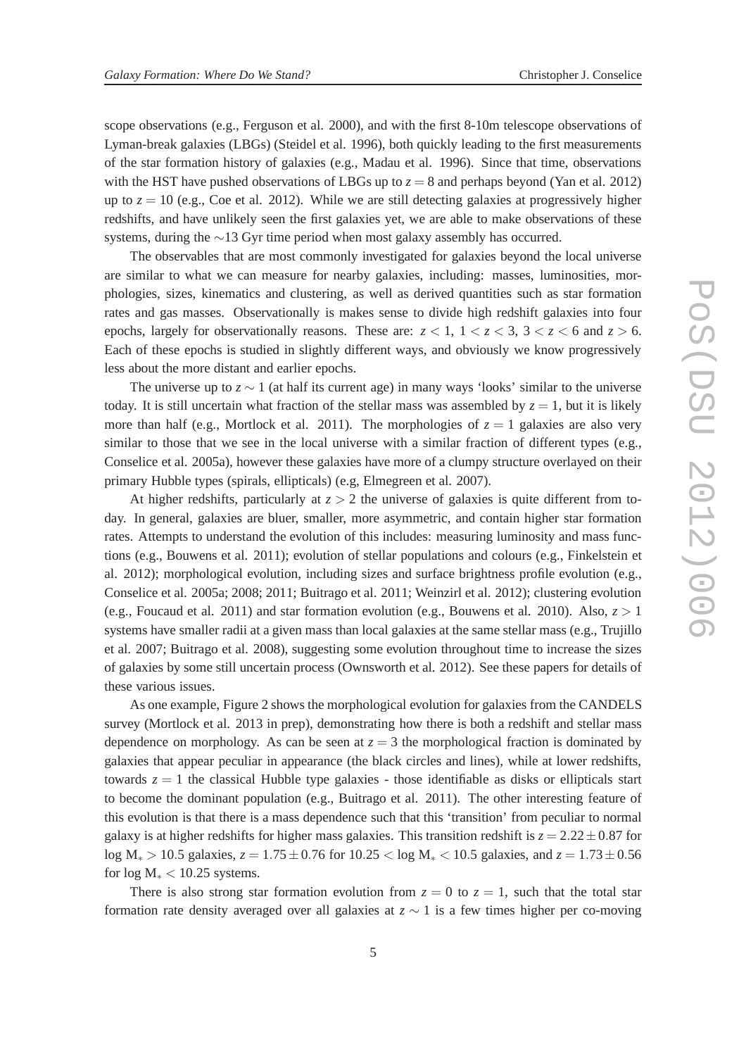scope observations (e.g., Ferguson et al. 2000), and with the first 8-10m telescope observations of Lyman-break galaxies (LBGs) (Steidel et al. 1996), both quickly leading to the first measurements of the star formation history of galaxies (e.g., Madau et al. 1996). Since that time, observations with the HST have pushed observations of LBGs up to $z = 8$ and perhaps beyond (Yan et al. 2012) up to $z = 10$ (e.g., Coe et al. 2012). While we are still detecting galaxies at progressively higher redshifts, and have unlikely seen the first galaxies yet, we are able to make observations of these systems, during the $\sim$13 Gyr time period when most galaxy assembly has occurred.

The observables that are most commonly investigated for galaxies beyond the local universe are similar to what we can measure for nearby galaxies, including: masses, luminosities, morphologies, sizes, kinematics and clustering, as well as derived quantities such as star formation rates and gas masses. Observationally is makes sense to divide high redshift galaxies into four epochs, largely for observationally reasons. These are: $z < 1$, $1 < z < 3$, $3 < z < 6$ and $z > 6$. Each of these epochs is studied in slightly different ways, and obviously we know progressively less about the more distant and earlier epochs.

The universe up to $z \sim 1$ (at half its current age) in many ways 'looks' similar to the universe today. It is still uncertain what fraction of the stellar mass was assembled by $z = 1$, but it is likely more than half (e.g., Mortlock et al. 2011). The morphologies of $z = 1$ galaxies are also very similar to those that we see in the local universe with a similar fraction of different types (e.g., Conselice et al. 2005a), however these galaxies have more of a clumpy structure overlayed on their primary Hubble types (spirals, ellipticals) (e.g, Elmegreen et al. 2007).

At higher redshifts, particularly at $z > 2$ the universe of galaxies is quite different from today. In general, galaxies are bluer, smaller, more asymmetric, and contain higher star formation rates. Attempts to understand the evolution of this includes: measuring luminosity and mass functions (e.g., Bouwens et al. 2011); evolution of stellar populations and colours (e.g., Finkelstein et al. 2012); morphological evolution, including sizes and surface brightness profile evolution (e.g., Conselice et al. 2005a; 2008; 2011; Buitrago et al. 2011; Weinzirl et al. 2012); clustering evolution (e.g., Foucaud et al. 2011) and star formation evolution (e.g., Bouwens et al. 2010). Also, $z > 1$ systems have smaller radii at a given mass than local galaxies at the same stellar mass (e.g., Trujillo et al. 2007; Buitrago et al. 2008), suggesting some evolution throughout time to increase the sizes of galaxies by some still uncertain process (Ownsworth et al. 2012). See these papers for details of these various issues.

As one example, Figure 2 shows the morphological evolution for galaxies from the CANDELS survey (Mortlock et al. 2013 in prep), demonstrating how there is both a redshift and stellar mass dependence on morphology. As can be seen at $z = 3$ the morphological fraction is dominated by galaxies that appear peculiar in appearance (the black circles and lines), while at lower redshifts, towards $z = 1$ the classical Hubble type galaxies - those identifiable as disks or ellipticals start to become the dominant population (e.g., Buitrago et al. 2011). The other interesting feature of this evolution is that there is a mass dependence such that this 'transition' from peculiar to normal galaxy is at higher redshifts for higher mass galaxies. This transition redshift is $z = 2.22 \pm 0.87$ for $\log \mathrm{M}_* > 10.5$ galaxies, $z = 1.75 \pm 0.76$ for $10.25 < \log \mathrm{M}_* < 10.5$ galaxies, and $z = 1.73 \pm 0.56$ for $\log \mathrm{M}_* < 10.25$ systems.

There is also strong star formation evolution from $z = 0$ to $z = 1$, such that the total star formation rate density averaged over all galaxies at $z \sim 1$ is a few times higher per co-moving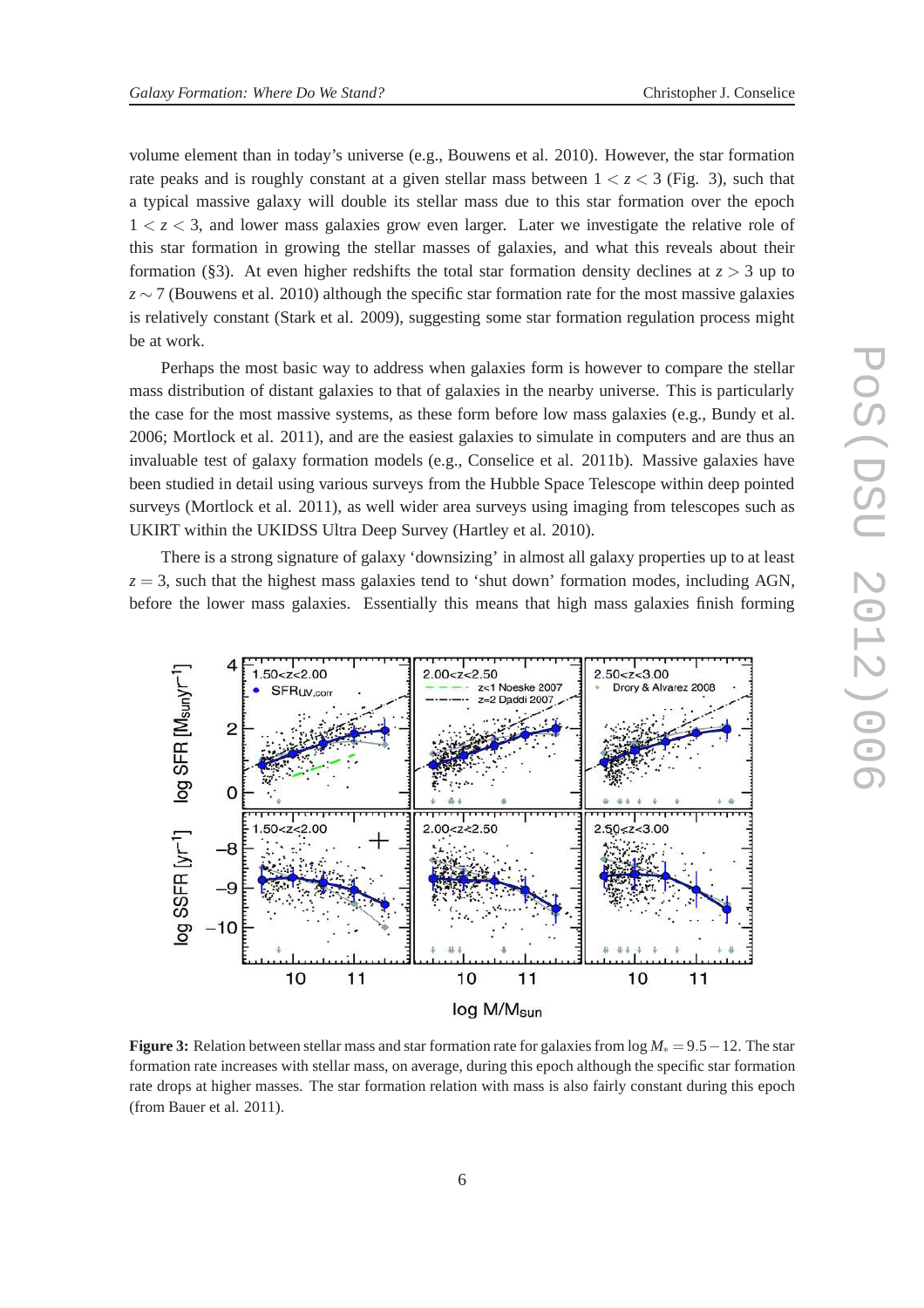volume element than in today's universe (e.g., Bouwens et al. 2010). However, the star formation rate peaks and is roughly constant at a given stellar mass between $1 < z < 3$ (Fig. 3), such that a typical massive galaxy will double its stellar mass due to this star formation over the epoch $1 < z < 3$, and lower mass galaxies grow even larger. Later we investigate the relative role of this star formation in growing the stellar masses of galaxies, and what this reveals about their formation (§3). At even higher redshifts the total star formation density declines at $z > 3$ up to $z \sim 7$ (Bouwens et al. 2010) although the specific star formation rate for the most massive galaxies is relatively constant (Stark et al. 2009), suggesting some star formation regulation process might be at work.

Perhaps the most basic way to address when galaxies form is however to compare the stellar mass distribution of distant galaxies to that of galaxies in the nearby universe. This is particularly the case for the most massive systems, as these form before low mass galaxies (e.g., Bundy et al. 2006; Mortlock et al. 2011), and are the easiest galaxies to simulate in computers and are thus an invaluable test of galaxy formation models (e.g., Conselice et al. 2011b). Massive galaxies have been studied in detail using various surveys from the Hubble Space Telescope within deep pointed surveys (Mortlock et al. 2011), as well wider area surveys using imaging from telescopes such as UKIRT within the UKIDSS Ultra Deep Survey (Hartley et al. 2010).

There is a strong signature of galaxy 'downsizing' in almost all galaxy properties up to at least $z = 3$, such that the highest mass galaxies tend to 'shut down' formation modes, including AGN, before the lower mass galaxies. Essentially this means that high mass galaxies finish forming

1.50<z<2.00
SFRUV,corr
2.00<z<2.50
z<1 Noeske 2007
z=2 Daddi 2007
2.50<z<3.00
Drory & Alvarez 2008
log SFR [$M_{sun}yr^{-1}$]
log SSFR [$yr^{-1}$]
log M/$M_{sun}$

**Figure 3:** Relation between stellar mass and star formation rate for galaxies from $\log M_* = 9.5 - 12$. The star formation rate increases with stellar mass, on average, during this epoch although the specific star formation rate drops at higher masses. The star formation relation with mass is also fairly constant during this epoch (from Bauer et al. 2011).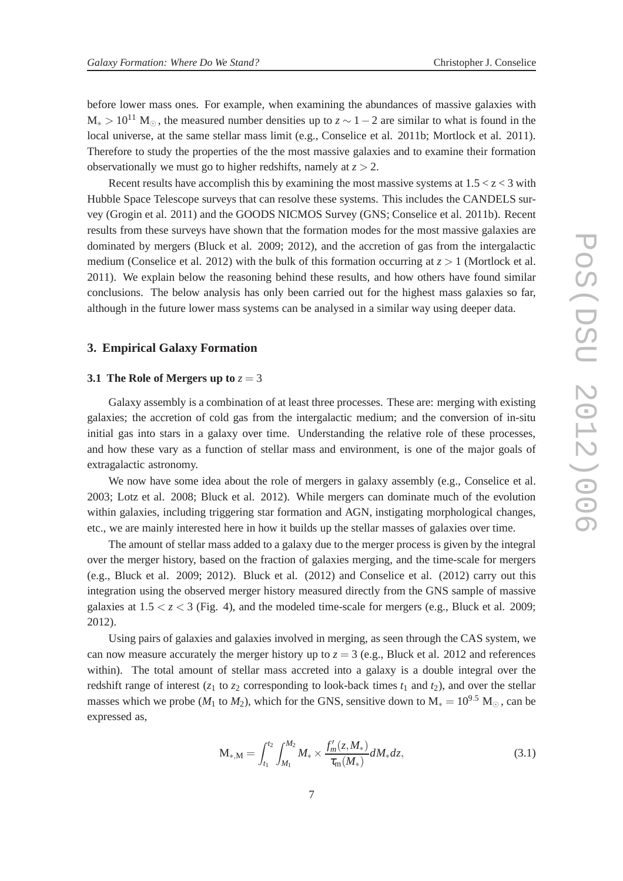before lower mass ones. For example, when examining the abundances of massive galaxies with $M_* > 10^{11}$ $M_\odot$, the measured number densities up to $z \sim 1-2$ are similar to what is found in the local universe, at the same stellar mass limit (e.g., Conselice et al. 2011b; Mortlock et al. 2011). Therefore to study the properties of the the most massive galaxies and to examine their formation observationally we must go to higher redshifts, namely at $z > 2$.

Recent results have accomplish this by examining the most massive systems at $1.5 < z < 3$ with Hubble Space Telescope surveys that can resolve these systems. This includes the CANDELS survey (Grogin et al. 2011) and the GOODS NICMOS Survey (GNS; Conselice et al. 2011b). Recent results from these surveys have shown that the formation modes for the most massive galaxies are dominated by mergers (Bluck et al. 2009; 2012), and the accretion of gas from the intergalactic medium (Conselice et al. 2012) with the bulk of this formation occurring at $z > 1$ (Mortlock et al. 2011). We explain below the reasoning behind these results, and how others have found similar conclusions. The below analysis has only been carried out for the highest mass galaxies so far, although in the future lower mass systems can be analysed in a similar way using deeper data.

## 3. Empirical Galaxy Formation

### 3.1 The Role of Mergers up to $z = 3$

Galaxy assembly is a combination of at least three processes. These are: merging with existing galaxies; the accretion of cold gas from the intergalactic medium; and the conversion of in-situ initial gas into stars in a galaxy over time. Understanding the relative role of these processes, and how these vary as a function of stellar mass and environment, is one of the major goals of extragalactic astronomy.

We now have some idea about the role of mergers in galaxy assembly (e.g., Conselice et al. 2003; Lotz et al. 2008; Bluck et al. 2012). While mergers can dominate much of the evolution within galaxies, including triggering star formation and AGN, instigating morphological changes, etc., we are mainly interested here in how it builds up the stellar masses of galaxies over time.

The amount of stellar mass added to a galaxy due to the merger process is given by the integral over the merger history, based on the fraction of galaxies merging, and the time-scale for mergers (e.g., Bluck et al. 2009; 2012). Bluck et al. (2012) and Conselice et al. (2012) carry out this integration using the observed merger history measured directly from the GNS sample of massive galaxies at $1.5 < z < 3$ (Fig. 4), and the modeled time-scale for mergers (e.g., Bluck et al. 2009; 2012).

Using pairs of galaxies and galaxies involved in merging, as seen through the CAS system, we can now measure accurately the merger history up to $z = 3$ (e.g., Bluck et al. 2012 and references within). The total amount of stellar mass accreted into a galaxy is a double integral over the redshift range of interest ($z_1$ to $z_2$ corresponding to look-back times $t_1$ and $t_2$), and over the stellar masses which we probe ($M_1$ to $M_2$), which for the GNS, sensitive down to $M_* = 10^{9.5}$ $M_\odot$, can be expressed as,

$$M_{*,M} = \int_{t_1}^{t_2} \int_{M_1}^{M_2} M_* \times \frac{f'_m(z, M_*)}{\tau_m(M_*)} dM_* dz, \tag{3.1}$$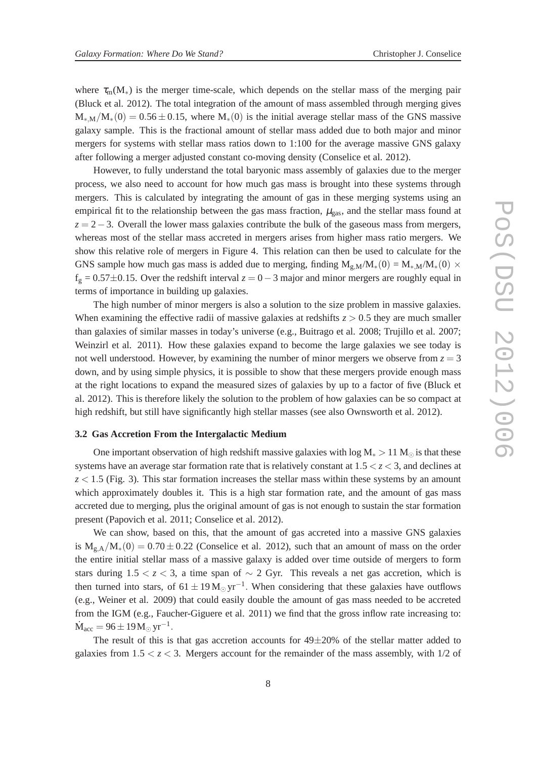where $\tau_m(M_*)$ is the merger time-scale, which depends on the stellar mass of the merging pair (Bluck et al. 2012). The total integration of the amount of mass assembled through merging gives $M_{*,M}/M_*(0) = 0.56 \pm 0.15$, where $M_*(0)$ is the initial average stellar mass of the GNS massive galaxy sample. This is the fractional amount of stellar mass added due to both major and minor mergers for systems with stellar mass ratios down to 1:100 for the average massive GNS galaxy after following a merger adjusted constant co-moving density (Conselice et al. 2012).

However, to fully understand the total baryonic mass assembly of galaxies due to the merger process, we also need to account for how much gas mass is brought into these systems through mergers. This is calculated by integrating the amount of gas in these merging systems using an empirical fit to the relationship between the gas mass fraction, $\mu_{gas}$, and the stellar mass found at $z = 2-3$. Overall the lower mass galaxies contribute the bulk of the gaseous mass from mergers, whereas most of the stellar mass accreted in mergers arises from higher mass ratio mergers. We show this relative role of mergers in Figure 4. This relation can then be used to calculate for the GNS sample how much gas mass is added due to merging, finding $M_{g,M}/M_*(0) = M_{*,M}/M_*(0) \times f_g = 0.57 \pm 0.15$. Over the redshift interval $z = 0-3$ major and minor mergers are roughly equal in terms of importance in building up galaxies.

The high number of minor mergers is also a solution to the size problem in massive galaxies. When examining the effective radii of massive galaxies at redshifts $z > 0.5$ they are much smaller than galaxies of similar masses in today's universe (e.g., Buitrago et al. 2008; Trujillo et al. 2007; Weinzirl et al. 2011). How these galaxies expand to become the large galaxies we see today is not well understood. However, by examining the number of minor mergers we observe from $z = 3$ down, and by using simple physics, it is possible to show that these mergers provide enough mass at the right locations to expand the measured sizes of galaxies by up to a factor of five (Bluck et al. 2012). This is therefore likely the solution to the problem of how galaxies can be so compact at high redshift, but still have significantly high stellar masses (see also Ownsworth et al. 2012).

### 3.2 Gas Accretion From the Intergalactic Medium

One important observation of high redshift massive galaxies with $\log M_* > 11\, M_\odot$ is that these systems have an average star formation rate that is relatively constant at $1.5 < z < 3$, and declines at $z < 1.5$ (Fig. 3). This star formation increases the stellar mass within these systems by an amount which approximately doubles it. This is a high star formation rate, and the amount of gas mass accreted due to merging, plus the original amount of gas is not enough to sustain the star formation present (Papovich et al. 2011; Conselice et al. 2012).

We can show, based on this, that the amount of gas accreted into a massive GNS galaxies is $M_{g,A}/M_*(0) = 0.70 \pm 0.22$ (Conselice et al. 2012), such that an amount of mass on the order the entire initial stellar mass of a massive galaxy is added over time outside of mergers to form stars during $1.5 < z < 3$, a time span of $\sim 2$ Gyr. This reveals a net gas accretion, which is then turned into stars, of $61 \pm 19\, M_\odot\, yr^{-1}$. When considering that these galaxies have outflows (e.g., Weiner et al. 2009) that could easily double the amount of gas mass needed to be accreted from the IGM (e.g., Faucher-Giguere et al. 2011) we find that the gross inflow rate increasing to: $\dot{M}_{acc} = 96 \pm 19\, M_\odot\, yr^{-1}$.

The result of this is that gas accretion accounts for $49 \pm 20\%$ of the stellar matter added to galaxies from $1.5 < z < 3$. Mergers account for the remainder of the mass assembly, with 1/2 of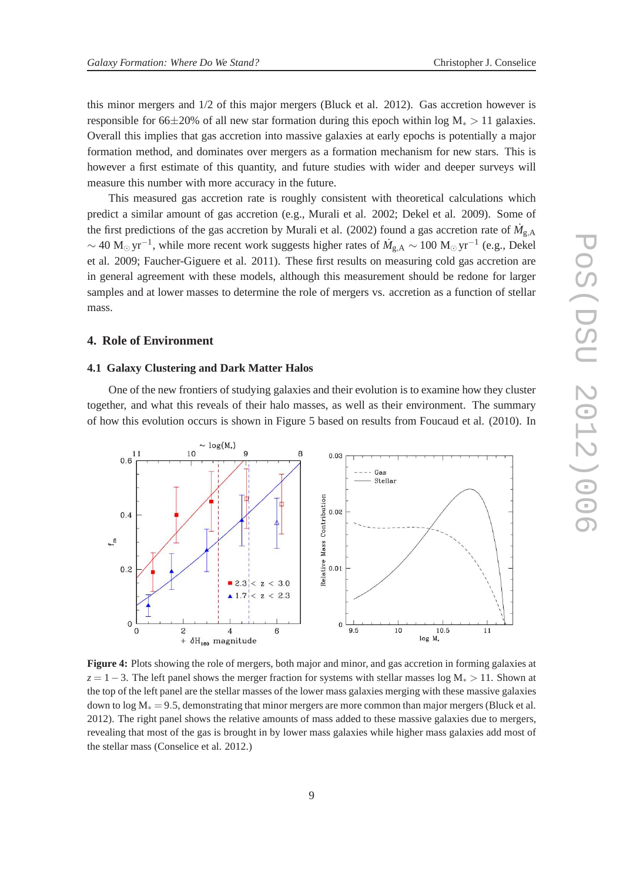this minor mergers and 1/2 of this major mergers (Bluck et al. 2012). Gas accretion however is responsible for 66±20% of all new star formation during this epoch within log $M_* > 11$ galaxies. Overall this implies that gas accretion into massive galaxies at early epochs is potentially a major formation method, and dominates over mergers as a formation mechanism for new stars. This is however a first estimate of this quantity, and future studies with wider and deeper surveys will measure this number with more accuracy in the future.

This measured gas accretion rate is roughly consistent with theoretical calculations which predict a similar amount of gas accretion (e.g., Murali et al. 2002; Dekel et al. 2009). Some of the first predictions of the gas accretion by Murali et al. (2002) found a gas accretion rate of $\dot{M}_{g,A} \sim 40\ M_\odot\ yr^{-1}$, while more recent work suggests higher rates of $\dot{M}_{g,A} \sim 100\ M_\odot\ yr^{-1}$ (e.g., Dekel et al. 2009; Faucher-Giguere et al. 2011). These first results on measuring cold gas accretion are in general agreement with these models, although this measurement should be redone for larger samples and at lower masses to determine the role of mergers vs. accretion as a function of stellar mass.

## 4. Role of Environment

### 4.1 Galaxy Clustering and Dark Matter Halos

One of the new frontiers of studying galaxies and their evolution is to examine how they cluster together, and what this reveals of their halo masses, as well as their environment. The summary of how this evolution occurs is shown in Figure 5 based on results from Foucaud et al. (2010). In

~ log(M*)
11
10
9
8
0.6
0.4
0.2
0
$f_m$
0
2
4
6
+ δ$H_{160}$ magnitude
2.3 < z < 3.0
1.7 < z < 2.3

0.03
0.02
0.01
0
Relative Mass Contribution
Gas
Stellar
9.5
10
10.5
11
log M*

**Figure 4:** Plots showing the role of mergers, both major and minor, and gas accretion in forming galaxies at $z = 1-3$. The left panel shows the merger fraction for systems with stellar masses log $M_* > 11$. Shown at the top of the left panel are the stellar masses of the lower mass galaxies merging with these massive galaxies down to log $M_* = 9.5$, demonstrating that minor mergers are more common than major mergers (Bluck et al. 2012). The right panel shows the relative amounts of mass added to these massive galaxies due to mergers, revealing that most of the gas is brought in by lower mass galaxies while higher mass galaxies add most of the stellar mass (Conselice et al. 2012.)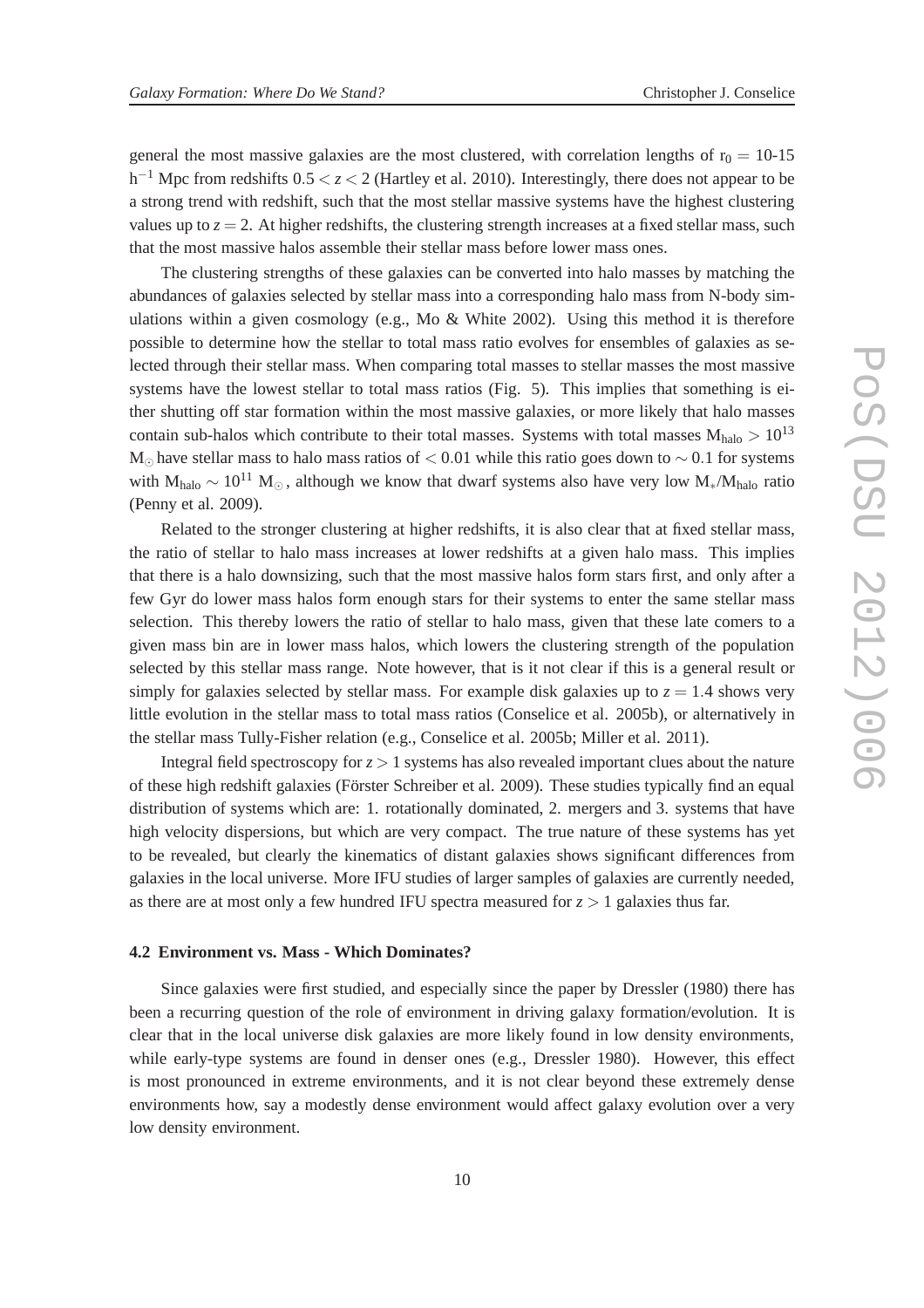general the most massive galaxies are the most clustered, with correlation lengths of $r_0 = 10$-15 $h^{-1}$ Mpc from redshifts $0.5 < z < 2$ (Hartley et al. 2010). Interestingly, there does not appear to be a strong trend with redshift, such that the most stellar massive systems have the highest clustering values up to $z = 2$. At higher redshifts, the clustering strength increases at a fixed stellar mass, such that the most massive halos assemble their stellar mass before lower mass ones.

The clustering strengths of these galaxies can be converted into halo masses by matching the abundances of galaxies selected by stellar mass into a corresponding halo mass from N-body simulations within a given cosmology (e.g., Mo & White 2002). Using this method it is therefore possible to determine how the stellar to total mass ratio evolves for ensembles of galaxies as selected through their stellar mass. When comparing total masses to stellar masses the most massive systems have the lowest stellar to total mass ratios (Fig. 5). This implies that something is either shutting off star formation within the most massive galaxies, or more likely that halo masses contain sub-halos which contribute to their total masses. Systems with total masses $M_{\rm halo} > 10^{13}$ $M_{\odot}$ have stellar mass to halo mass ratios of $< 0.01$ while this ratio goes down to $\sim 0.1$ for systems with $M_{\rm halo} \sim 10^{11}$ $M_{\odot}$, although we know that dwarf systems also have very low $M_*/M_{\rm halo}$ ratio (Penny et al. 2009).

Related to the stronger clustering at higher redshifts, it is also clear that at fixed stellar mass, the ratio of stellar to halo mass increases at lower redshifts at a given halo mass. This implies that there is a halo downsizing, such that the most massive halos form stars first, and only after a few Gyr do lower mass halos form enough stars for their systems to enter the same stellar mass selection. This thereby lowers the ratio of stellar to halo mass, given that these late comers to a given mass bin are in lower mass halos, which lowers the clustering strength of the population selected by this stellar mass range. Note however, that is it not clear if this is a general result or simply for galaxies selected by stellar mass. For example disk galaxies up to $z = 1.4$ shows very little evolution in the stellar mass to total mass ratios (Conselice et al. 2005b), or alternatively in the stellar mass Tully-Fisher relation (e.g., Conselice et al. 2005b; Miller et al. 2011).

Integral field spectroscopy for $z > 1$ systems has also revealed important clues about the nature of these high redshift galaxies (Förster Schreiber et al. 2009). These studies typically find an equal distribution of systems which are: 1. rotationally dominated, 2. mergers and 3. systems that have high velocity dispersions, but which are very compact. The true nature of these systems has yet to be revealed, but clearly the kinematics of distant galaxies shows significant differences from galaxies in the local universe. More IFU studies of larger samples of galaxies are currently needed, as there are at most only a few hundred IFU spectra measured for $z > 1$ galaxies thus far.

### 4.2 Environment vs. Mass - Which Dominates?

Since galaxies were first studied, and especially since the paper by Dressler (1980) there has been a recurring question of the role of environment in driving galaxy formation/evolution. It is clear that in the local universe disk galaxies are more likely found in low density environments, while early-type systems are found in denser ones (e.g., Dressler 1980). However, this effect is most pronounced in extreme environments, and it is not clear beyond these extremely dense environments how, say a modestly dense environment would affect galaxy evolution over a very low density environment.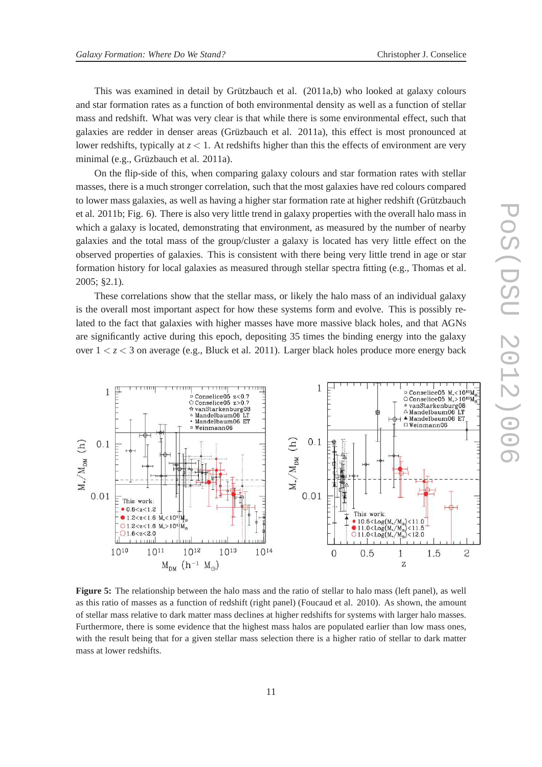This was examined in detail by Grützbauch et al. (2011a,b) who looked at galaxy colours and star formation rates as a function of both environmental density as well as a function of stellar mass and redshift. What was very clear is that while there is some environmental effect, such that galaxies are redder in denser areas (Grüzbauch et al. 2011a), this effect is most pronounced at lower redshifts, typically at $z < 1$. At redshifts higher than this the effects of environment are very minimal (e.g., Grüzbauch et al. 2011a).

On the flip-side of this, when comparing galaxy colours and star formation rates with stellar masses, there is a much stronger correlation, such that the most galaxies have red colours compared to lower mass galaxies, as well as having a higher star formation rate at higher redshift (Grützbauch et al. 2011b; Fig. 6). There is also very little trend in galaxy properties with the overall halo mass in which a galaxy is located, demonstrating that environment, as measured by the number of nearby galaxies and the total mass of the group/cluster a galaxy is located has very little effect on the observed properties of galaxies. This is consistent with there being very little trend in age or star formation history for local galaxies as measured through stellar spectra fitting (e.g., Thomas et al. 2005; §2.1).

These correlations show that the stellar mass, or likely the halo mass of an individual galaxy is the overall most important aspect for how these systems form and evolve. This is possibly related to the fact that galaxies with higher masses have more massive black holes, and that AGNs are significantly active during this epoch, depositing 35 times the binding energy into the galaxy over $1 < z < 3$ on average (e.g., Bluck et al. 2011). Larger black holes produce more energy back

Conselice05 z<0.7
Conselice05 z>0.7
vanStarkenburg08
Mandelbaum06 LT
Mandelbaum06 ET
Weinmann06
This work:
0.8<z<1.2
1.2<z<1.6 $M_*<10^{11}M_\odot$
1.2<z<1.6 $M_*>10^{11}M_\odot$
1.6<z<2.0
$M_*/M_{DM}$ (h)
$M_{DM}$ ($h^{-1}$ $M_\odot$)

Conselice05 $M_*<10^{11}M_\odot$
Conselice05 $M_*>10^{11}M_\odot$
vanStarkenburg08
Mandelbaum06 LT
Mandelbaum06 ET
Weinmann06
This work:
10.5<Log($M_*/M_\odot$)<11.0
11.0<Log($M_*/M_\odot$)<11.5
11.0<Log($M_*/M_\odot$)<12.0
$M_*/M_{DM}$ (h)
z

**Figure 5:** The relationship between the halo mass and the ratio of stellar to halo mass (left panel), as well as this ratio of masses as a function of redshift (right panel) (Foucaud et al. 2010). As shown, the amount of stellar mass relative to dark matter mass declines at higher redshifts for systems with larger halo masses. Furthermore, there is some evidence that the highest mass halos are populated earlier than low mass ones, with the result being that for a given stellar mass selection there is a higher ratio of stellar to dark matter mass at lower redshifts.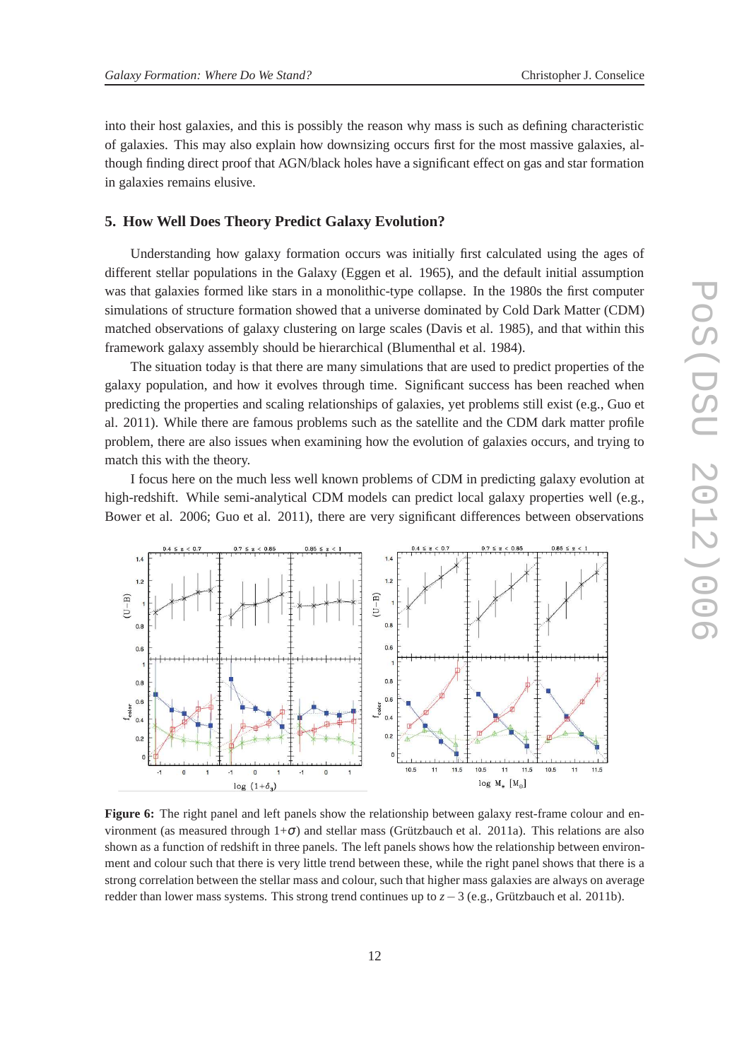into their host galaxies, and this is possibly the reason why mass is such as defining characteristic of galaxies. This may also explain how downsizing occurs first for the most massive galaxies, although finding direct proof that AGN/black holes have a significant effect on gas and star formation in galaxies remains elusive.

## 5. How Well Does Theory Predict Galaxy Evolution?

Understanding how galaxy formation occurs was initially first calculated using the ages of different stellar populations in the Galaxy (Eggen et al. 1965), and the default initial assumption was that galaxies formed like stars in a monolithic-type collapse. In the 1980s the first computer simulations of structure formation showed that a universe dominated by Cold Dark Matter (CDM) matched observations of galaxy clustering on large scales (Davis et al. 1985), and that within this framework galaxy assembly should be hierarchical (Blumenthal et al. 1984).

The situation today is that there are many simulations that are used to predict properties of the galaxy population, and how it evolves through time. Significant success has been reached when predicting the properties and scaling relationships of galaxies, yet problems still exist (e.g., Guo et al. 2011). While there are famous problems such as the satellite and the CDM dark matter profile problem, there are also issues when examining how the evolution of galaxies occurs, and trying to match this with the theory.

I focus here on the much less well known problems of CDM in predicting galaxy evolution at high-redshift. While semi-analytical CDM models can predict local galaxy properties well (e.g., Bower et al. 2006; Guo et al. 2011), there are very significant differences between observations

0.4 ≤ z < 0.7
0.7 ≤ z < 0.85
0.85 ≤ z < 1
(U−B)
$f_{color}$
log $(1+\delta_3)$
log $M_*$ $[M_\odot]$

**Figure 6:** The right panel and left panels show the relationship between galaxy rest-frame colour and environment (as measured through $1+\sigma$) and stellar mass (Grützbauch et al. 2011a). This relations are also shown as a function of redshift in three panels. The left panels shows how the relationship between environment and colour such that there is very little trend between these, while the right panel shows that there is a strong correlation between the stellar mass and colour, such that higher mass galaxies are always on average redder than lower mass systems. This strong trend continues up to $z-3$ (e.g., Grützbauch et al. 2011b).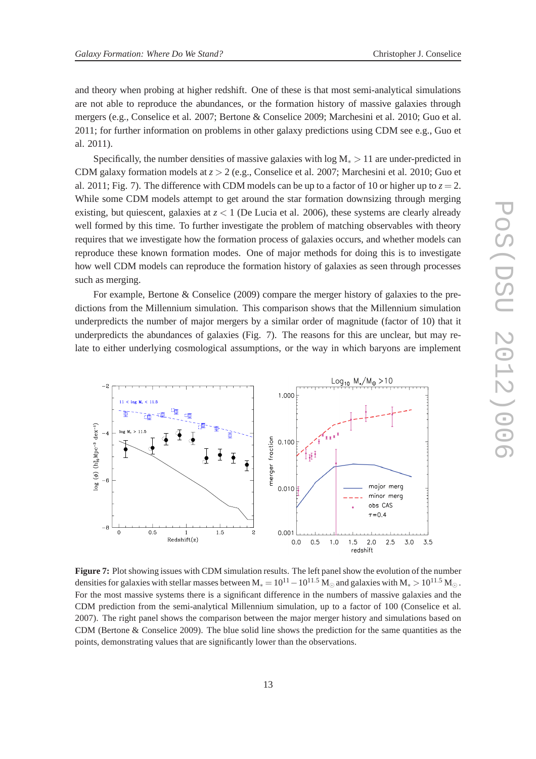and theory when probing at higher redshift. One of these is that most semi-analytical simulations are not able to reproduce the abundances, or the formation history of massive galaxies through mergers (e.g., Conselice et al. 2007; Bertone & Conselice 2009; Marchesini et al. 2010; Guo et al. 2011; for further information on problems in other galaxy predictions using CDM see e.g., Guo et al. 2011).

Specifically, the number densities of massive galaxies with log $M_* > 11$ are under-predicted in CDM galaxy formation models at $z > 2$ (e.g., Conselice et al. 2007; Marchesini et al. 2010; Guo et al. 2011; Fig. 7). The difference with CDM models can be up to a factor of 10 or higher up to $z = 2$. While some CDM models attempt to get around the star formation downsizing through merging existing, but quiescent, galaxies at $z < 1$ (De Lucia et al. 2006), these systems are clearly already well formed by this time. To further investigate the problem of matching observables with theory requires that we investigate how the formation process of galaxies occurs, and whether models can reproduce these known formation modes. One of major methods for doing this is to investigate how well CDM models can reproduce the formation history of galaxies as seen through processes such as merging.

For example, Bertone & Conselice (2009) compare the merger history of galaxies to the predictions from the Millennium simulation. This comparison shows that the Millennium simulation underpredicts the number of major mergers by a similar order of magnitude (factor of 10) that it underpredicts the abundances of galaxies (Fig. 7). The reasons for this are unclear, but may relate to either underlying cosmological assumptions, or the way in which baryons are implement

11 < log M* < 11.5
log M* > 11.5
log (ϕ) (h$_{70}^{3}$Mpc$^{-3}$ dex$^{-1}$)
Redshift(z)

Log$_{10}$ M*/M$_\odot$ >10
merger fraction
redshift
major merg
minor merg
obs CAS
τ=0.4

**Figure 7:** Plot showing issues with CDM simulation results. The left panel show the evolution of the number densities for galaxies with stellar masses between $M_* = 10^{11} - 10^{11.5}$ $M_\odot$ and galaxies with $M_* > 10^{11.5}$ $M_\odot$. For the most massive systems there is a significant difference in the numbers of massive galaxies and the CDM prediction from the semi-analytical Millennium simulation, up to a factor of 100 (Conselice et al. 2007). The right panel shows the comparison between the major merger history and simulations based on CDM (Bertone & Conselice 2009). The blue solid line shows the prediction for the same quantities as the points, demonstrating values that are significantly lower than the observations.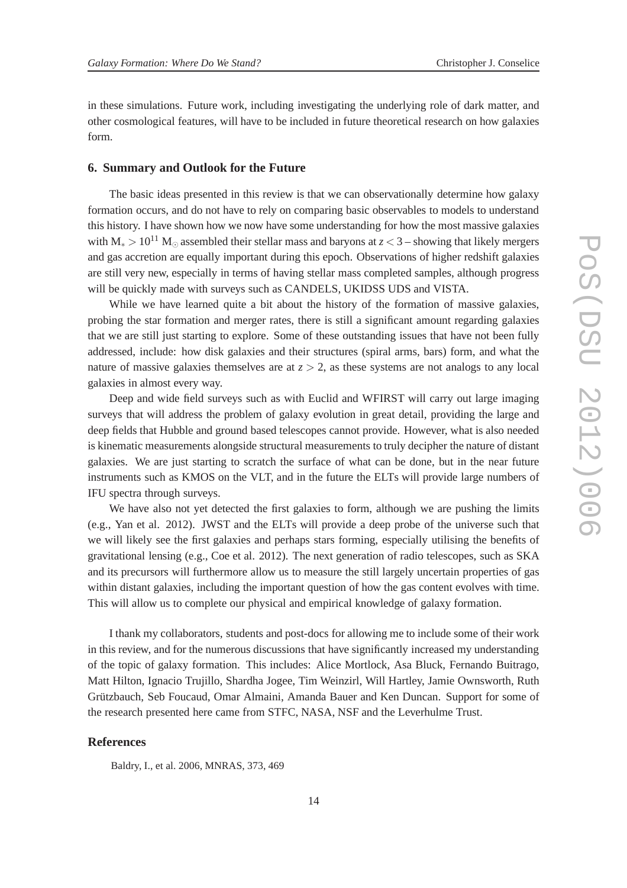in these simulations. Future work, including investigating the underlying role of dark matter, and other cosmological features, will have to be included in future theoretical research on how galaxies form.

## 6. Summary and Outlook for the Future

The basic ideas presented in this review is that we can observationally determine how galaxy formation occurs, and do not have to rely on comparing basic observables to models to understand this history. I have shown how we now have some understanding for how the most massive galaxies with $M_* > 10^{11}$ $M_\odot$ assembled their stellar mass and baryons at $z < 3$ – showing that likely mergers and gas accretion are equally important during this epoch. Observations of higher redshift galaxies are still very new, especially in terms of having stellar mass completed samples, although progress will be quickly made with surveys such as CANDELS, UKIDSS UDS and VISTA.

While we have learned quite a bit about the history of the formation of massive galaxies, probing the star formation and merger rates, there is still a significant amount regarding galaxies that we are still just starting to explore. Some of these outstanding issues that have not been fully addressed, include: how disk galaxies and their structures (spiral arms, bars) form, and what the nature of massive galaxies themselves are at $z > 2$, as these systems are not analogs to any local galaxies in almost every way.

Deep and wide field surveys such as with Euclid and WFIRST will carry out large imaging surveys that will address the problem of galaxy evolution in great detail, providing the large and deep fields that Hubble and ground based telescopes cannot provide. However, what is also needed is kinematic measurements alongside structural measurements to truly decipher the nature of distant galaxies. We are just starting to scratch the surface of what can be done, but in the near future instruments such as KMOS on the VLT, and in the future the ELTs will provide large numbers of IFU spectra through surveys.

We have also not yet detected the first galaxies to form, although we are pushing the limits (e.g., Yan et al. 2012). JWST and the ELTs will provide a deep probe of the universe such that we will likely see the first galaxies and perhaps stars forming, especially utilising the benefits of gravitational lensing (e.g., Coe et al. 2012). The next generation of radio telescopes, such as SKA and its precursors will furthermore allow us to measure the still largely uncertain properties of gas within distant galaxies, including the important question of how the gas content evolves with time. This will allow us to complete our physical and empirical knowledge of galaxy formation.

I thank my collaborators, students and post-docs for allowing me to include some of their work in this review, and for the numerous discussions that have significantly increased my understanding of the topic of galaxy formation. This includes: Alice Mortlock, Asa Bluck, Fernando Buitrago, Matt Hilton, Ignacio Trujillo, Shardha Jogee, Tim Weinzirl, Will Hartley, Jamie Ownsworth, Ruth Grützbauch, Seb Foucaud, Omar Almaini, Amanda Bauer and Ken Duncan. Support for some of the research presented here came from STFC, NASA, NSF and the Leverhulme Trust.

## References

Baldry, I., et al. 2006, MNRAS, 373, 469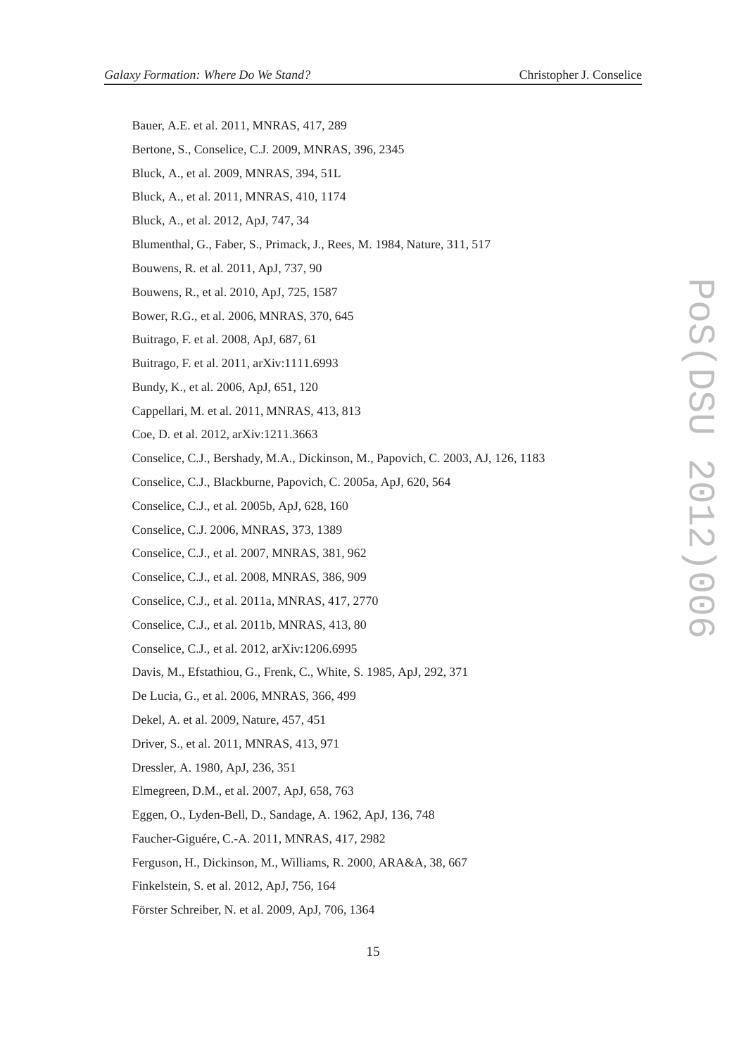Bauer, A.E. et al. 2011, MNRAS, 417, 289

Bertone, S., Conselice, C.J. 2009, MNRAS, 396, 2345

Bluck, A., et al. 2009, MNRAS, 394, 51L

Bluck, A., et al. 2011, MNRAS, 410, 1174

Bluck, A., et al. 2012, ApJ, 747, 34

Blumenthal, G., Faber, S., Primack, J., Rees, M. 1984, Nature, 311, 517

Bouwens, R. et al. 2011, ApJ, 737, 90

Bouwens, R., et al. 2010, ApJ, 725, 1587

Bower, R.G., et al. 2006, MNRAS, 370, 645

Buitrago, F. et al. 2008, ApJ, 687, 61

Buitrago, F. et al. 2011, arXiv:1111.6993

Bundy, K., et al. 2006, ApJ, 651, 120

Cappellari, M. et al. 2011, MNRAS, 413, 813

Coe, D. et al. 2012, arXiv:1211.3663

Conselice, C.J., Bershady, M.A., Dickinson, M., Papovich, C. 2003, AJ, 126, 1183

Conselice, C.J., Blackburne, Papovich, C. 2005a, ApJ, 620, 564

Conselice, C.J., et al. 2005b, ApJ, 628, 160

Conselice, C.J. 2006, MNRAS, 373, 1389

Conselice, C.J., et al. 2007, MNRAS, 381, 962

Conselice, C.J., et al. 2008, MNRAS, 386, 909

Conselice, C.J., et al. 2011a, MNRAS, 417, 2770

Conselice, C.J., et al. 2011b, MNRAS, 413, 80

Conselice, C.J., et al. 2012, arXiv:1206.6995

Davis, M., Efstathiou, G., Frenk, C., White, S. 1985, ApJ, 292, 371

De Lucia, G., et al. 2006, MNRAS, 366, 499

Dekel, A. et al. 2009, Nature, 457, 451

Driver, S., et al. 2011, MNRAS, 413, 971

Dressler, A. 1980, ApJ, 236, 351

Elmegreen, D.M., et al. 2007, ApJ, 658, 763

Eggen, O., Lyden-Bell, D., Sandage, A. 1962, ApJ, 136, 748

Faucher-Giguére, C.-A. 2011, MNRAS, 417, 2982

Ferguson, H., Dickinson, M., Williams, R. 2000, ARA&A, 38, 667

Finkelstein, S. et al. 2012, ApJ, 756, 164

Förster Schreiber, N. et al. 2009, ApJ, 706, 1364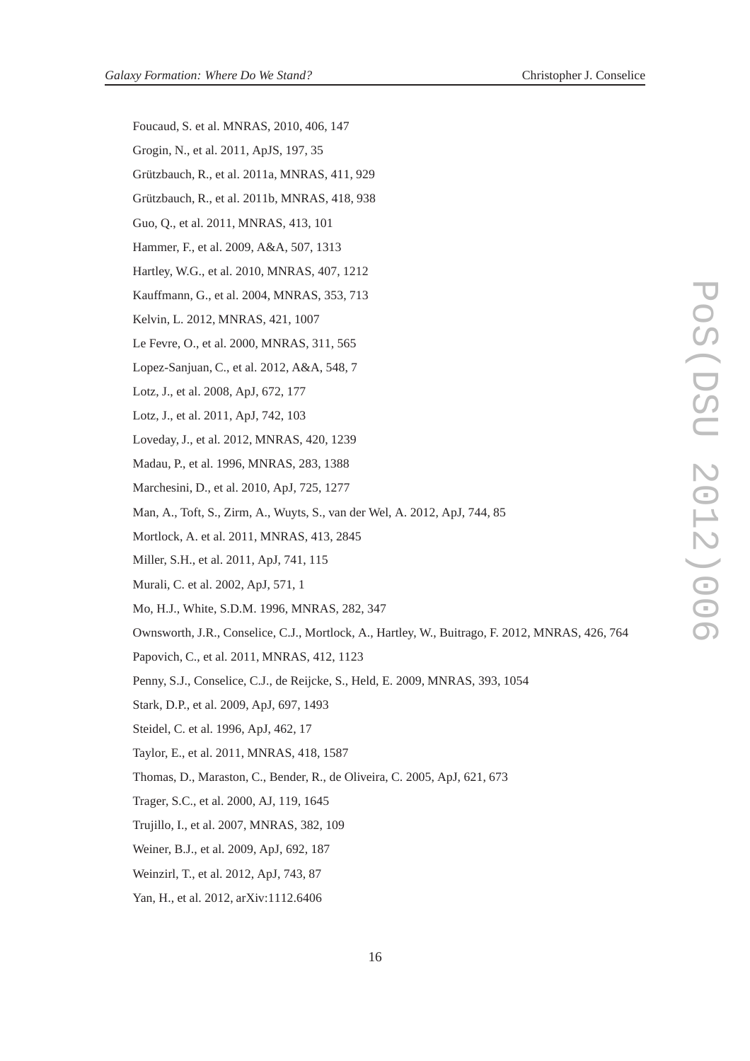Foucaud, S. et al. MNRAS, 2010, 406, 147

Grogin, N., et al. 2011, ApJS, 197, 35

Grützbauch, R., et al. 2011a, MNRAS, 411, 929

Grützbauch, R., et al. 2011b, MNRAS, 418, 938

Guo, Q., et al. 2011, MNRAS, 413, 101

Hammer, F., et al. 2009, A&A, 507, 1313

Hartley, W.G., et al. 2010, MNRAS, 407, 1212

Kauffmann, G., et al. 2004, MNRAS, 353, 713

Kelvin, L. 2012, MNRAS, 421, 1007

Le Fevre, O., et al. 2000, MNRAS, 311, 565

Lopez-Sanjuan, C., et al. 2012, A&A, 548, 7

Lotz, J., et al. 2008, ApJ, 672, 177

Lotz, J., et al. 2011, ApJ, 742, 103

Loveday, J., et al. 2012, MNRAS, 420, 1239

Madau, P., et al. 1996, MNRAS, 283, 1388

Marchesini, D., et al. 2010, ApJ, 725, 1277

Man, A., Toft, S., Zirm, A., Wuyts, S., van der Wel, A. 2012, ApJ, 744, 85

Mortlock, A. et al. 2011, MNRAS, 413, 2845

Miller, S.H., et al. 2011, ApJ, 741, 115

Murali, C. et al. 2002, ApJ, 571, 1

Mo, H.J., White, S.D.M. 1996, MNRAS, 282, 347

Ownsworth, J.R., Conselice, C.J., Mortlock, A., Hartley, W., Buitrago, F. 2012, MNRAS, 426, 764

Papovich, C., et al. 2011, MNRAS, 412, 1123

Penny, S.J., Conselice, C.J., de Reijcke, S., Held, E. 2009, MNRAS, 393, 1054

Stark, D.P., et al. 2009, ApJ, 697, 1493

Steidel, C. et al. 1996, ApJ, 462, 17

Taylor, E., et al. 2011, MNRAS, 418, 1587

Thomas, D., Maraston, C., Bender, R., de Oliveira, C. 2005, ApJ, 621, 673

Trager, S.C., et al. 2000, AJ, 119, 1645

Trujillo, I., et al. 2007, MNRAS, 382, 109

Weiner, B.J., et al. 2009, ApJ, 692, 187

Weinzirl, T., et al. 2012, ApJ, 743, 87

Yan, H., et al. 2012, arXiv:1112.6406